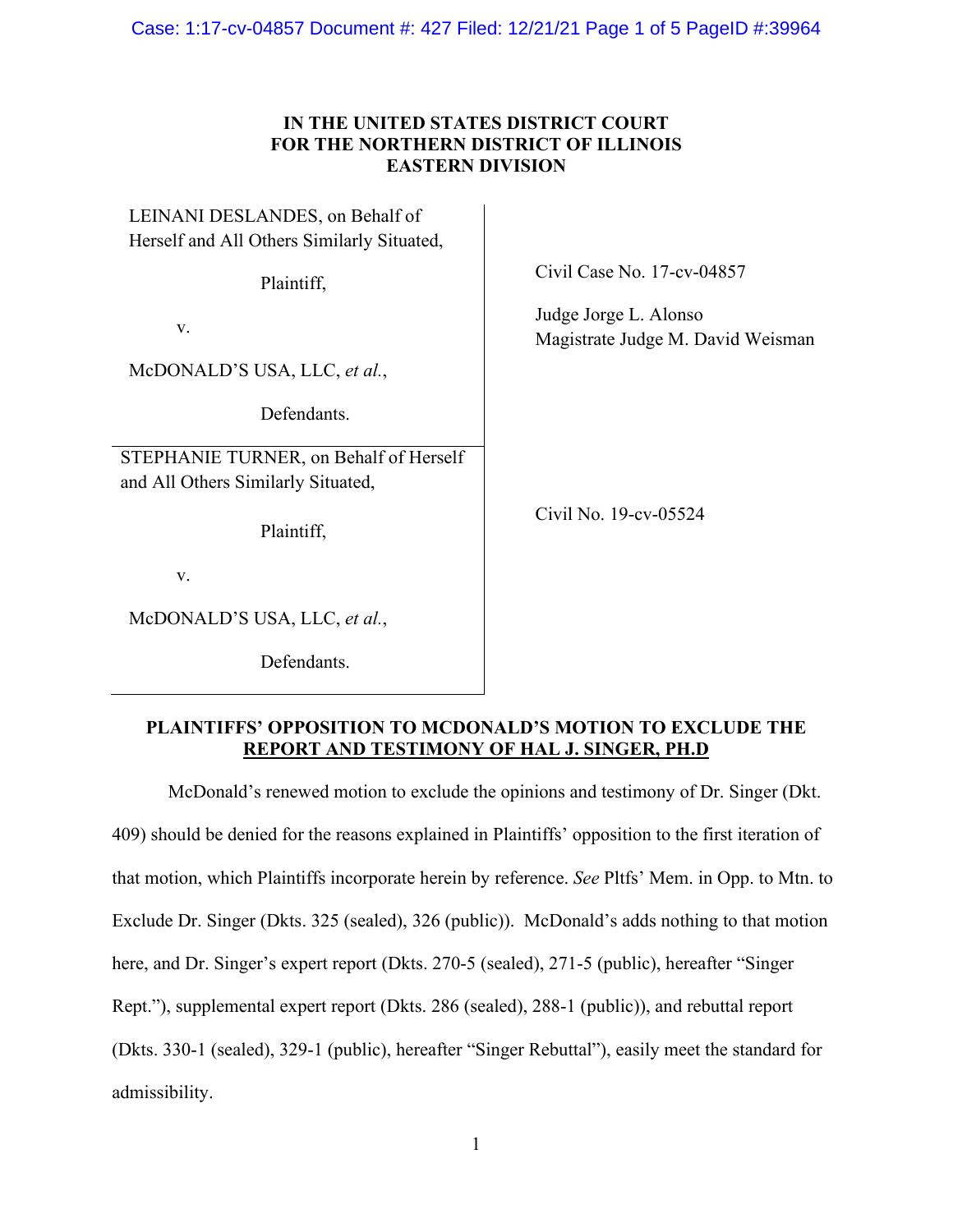**IN THE UNITED STATES DISTRICT COURT**
**FOR THE NORTHERN DISTRICT OF ILLINOIS**
**EASTERN DIVISION**

| | |
|---|---|
| LEINANI DESLANDES, on Behalf of Herself and All Others Similarly Situated,<br><br>Plaintiff,<br><br>v.<br><br>McDONALD'S USA, LLC, *et al.*,<br><br>Defendants. | Civil Case No. 17-cv-04857<br><br>Judge Jorge L. Alonso<br>Magistrate Judge M. David Weisman |
| STEPHANIE TURNER, on Behalf of Herself and All Others Similarly Situated,<br><br>Plaintiff,<br><br>v.<br><br>McDONALD'S USA, LLC, *et al.*,<br><br>Defendants. | Civil No. 19-cv-05524 |

**PLAINTIFFS' OPPOSITION TO MCDONALD'S MOTION TO EXCLUDE THE REPORT AND TESTIMONY OF HAL J. SINGER, PH.D**

McDonald's renewed motion to exclude the opinions and testimony of Dr. Singer (Dkt. 409) should be denied for the reasons explained in Plaintiffs' opposition to the first iteration of that motion, which Plaintiffs incorporate herein by reference. *See* Pltfs' Mem. in Opp. to Mtn. to Exclude Dr. Singer (Dkts. 325 (sealed), 326 (public)). McDonald's adds nothing to that motion here, and Dr. Singer's expert report (Dkts. 270-5 (sealed), 271-5 (public), hereafter "Singer Rept."), supplemental expert report (Dkts. 286 (sealed), 288-1 (public)), and rebuttal report (Dkts. 330-1 (sealed), 329-1 (public), hereafter "Singer Rebuttal"), easily meet the standard for admissibility.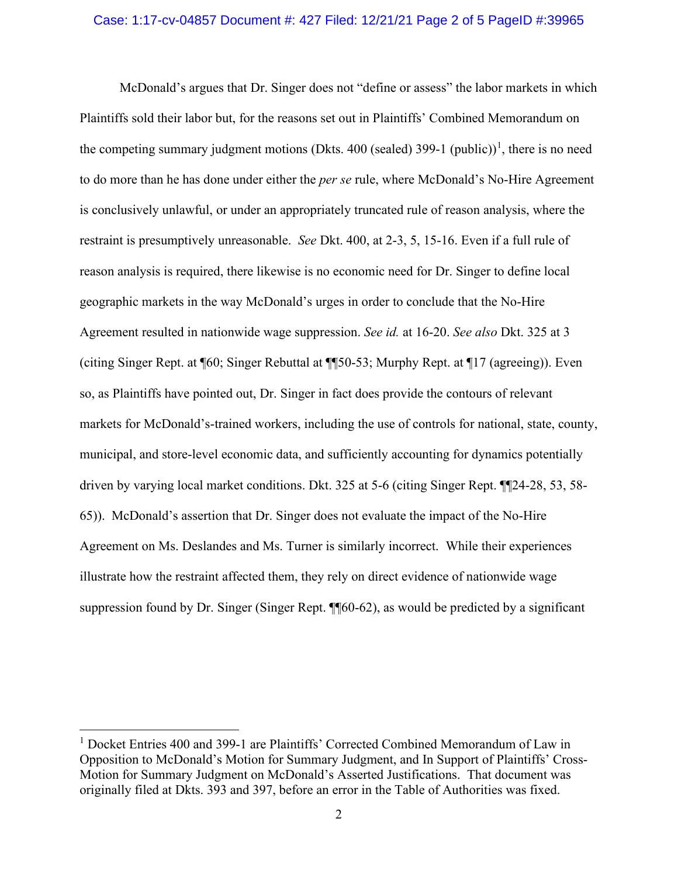McDonald's argues that Dr. Singer does not "define or assess" the labor markets in which Plaintiffs sold their labor but, for the reasons set out in Plaintiffs' Combined Memorandum on the competing summary judgment motions (Dkts. 400 (sealed) 399-1 (public))[1], there is no need to do more than he has done under either the *per se* rule, where McDonald's No-Hire Agreement is conclusively unlawful, or under an appropriately truncated rule of reason analysis, where the restraint is presumptively unreasonable. *See* Dkt. 400, at 2-3, 5, 15-16. Even if a full rule of reason analysis is required, there likewise is no economic need for Dr. Singer to define local geographic markets in the way McDonald's urges in order to conclude that the No-Hire Agreement resulted in nationwide wage suppression. *See id.* at 16-20. *See also* Dkt. 325 at 3 (citing Singer Rept. at ¶60; Singer Rebuttal at ¶¶50-53; Murphy Rept. at ¶17 (agreeing)). Even so, as Plaintiffs have pointed out, Dr. Singer in fact does provide the contours of relevant markets for McDonald's-trained workers, including the use of controls for national, state, county, municipal, and store-level economic data, and sufficiently accounting for dynamics potentially driven by varying local market conditions. Dkt. 325 at 5-6 (citing Singer Rept. ¶¶24-28, 53, 58-65)). McDonald's assertion that Dr. Singer does not evaluate the impact of the No-Hire Agreement on Ms. Deslandes and Ms. Turner is similarly incorrect. While their experiences illustrate how the restraint affected them, they rely on direct evidence of nationwide wage suppression found by Dr. Singer (Singer Rept. ¶¶60-62), as would be predicted by a significant

[1] Docket Entries 400 and 399-1 are Plaintiffs' Corrected Combined Memorandum of Law in Opposition to McDonald's Motion for Summary Judgment, and In Support of Plaintiffs' Cross-Motion for Summary Judgment on McDonald's Asserted Justifications. That document was originally filed at Dkts. 393 and 397, before an error in the Table of Authorities was fixed.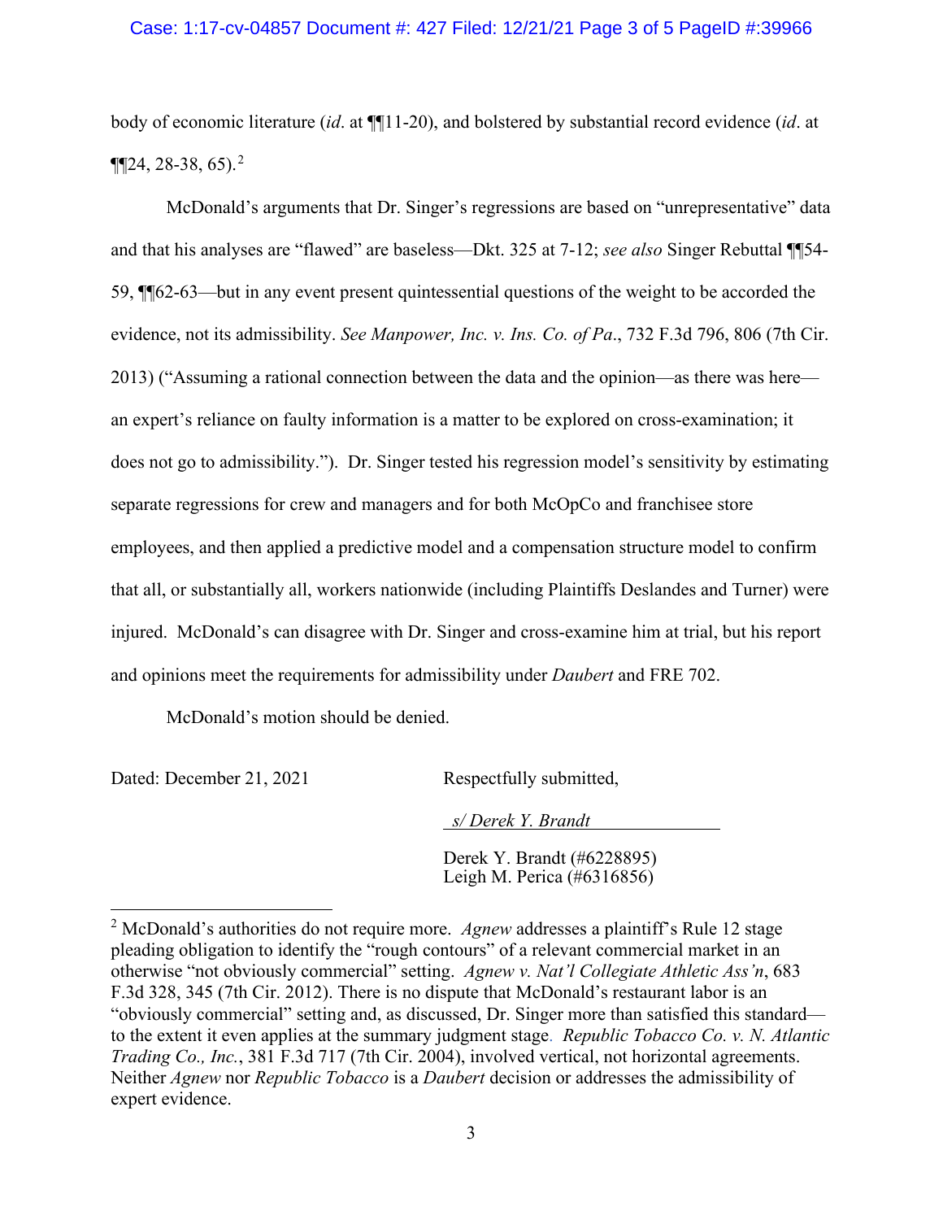body of economic literature (*id*. at ¶¶11-20), and bolstered by substantial record evidence (*id*. at ¶¶24, 28-38, 65).[2]

McDonald's arguments that Dr. Singer's regressions are based on "unrepresentative" data and that his analyses are "flawed" are baseless—Dkt. 325 at 7-12; *see also* Singer Rebuttal ¶¶54-59, ¶¶62-63—but in any event present quintessential questions of the weight to be accorded the evidence, not its admissibility. *See Manpower, Inc. v. Ins. Co. of Pa*., 732 F.3d 796, 806 (7th Cir. 2013) ("Assuming a rational connection between the data and the opinion—as there was here—an expert's reliance on faulty information is a matter to be explored on cross-examination; it does not go to admissibility."). Dr. Singer tested his regression model's sensitivity by estimating separate regressions for crew and managers and for both McOpCo and franchisee store employees, and then applied a predictive model and a compensation structure model to confirm that all, or substantially all, workers nationwide (including Plaintiffs Deslandes and Turner) were injured. McDonald's can disagree with Dr. Singer and cross-examine him at trial, but his report and opinions meet the requirements for admissibility under *Daubert* and FRE 702.

McDonald's motion should be denied.

Dated: December 21, 2021

Respectfully submitted,

*s/ Derek Y. Brandt*

Derek Y. Brandt (#6228895)
Leigh M. Perica (#6316856)

---

[2] McDonald's authorities do not require more. *Agnew* addresses a plaintiff's Rule 12 stage pleading obligation to identify the "rough contours" of a relevant commercial market in an otherwise "not obviously commercial" setting. *Agnew v. Nat'l Collegiate Athletic Ass'n*, 683 F.3d 328, 345 (7th Cir. 2012). There is no dispute that McDonald's restaurant labor is an "obviously commercial" setting and, as discussed, Dr. Singer more than satisfied this standard—to the extent it even applies at the summary judgment stage. *Republic Tobacco Co. v. N. Atlantic Trading Co., Inc.*, 381 F.3d 717 (7th Cir. 2004), involved vertical, not horizontal agreements. Neither *Agnew* nor *Republic Tobacco* is a *Daubert* decision or addresses the admissibility of expert evidence.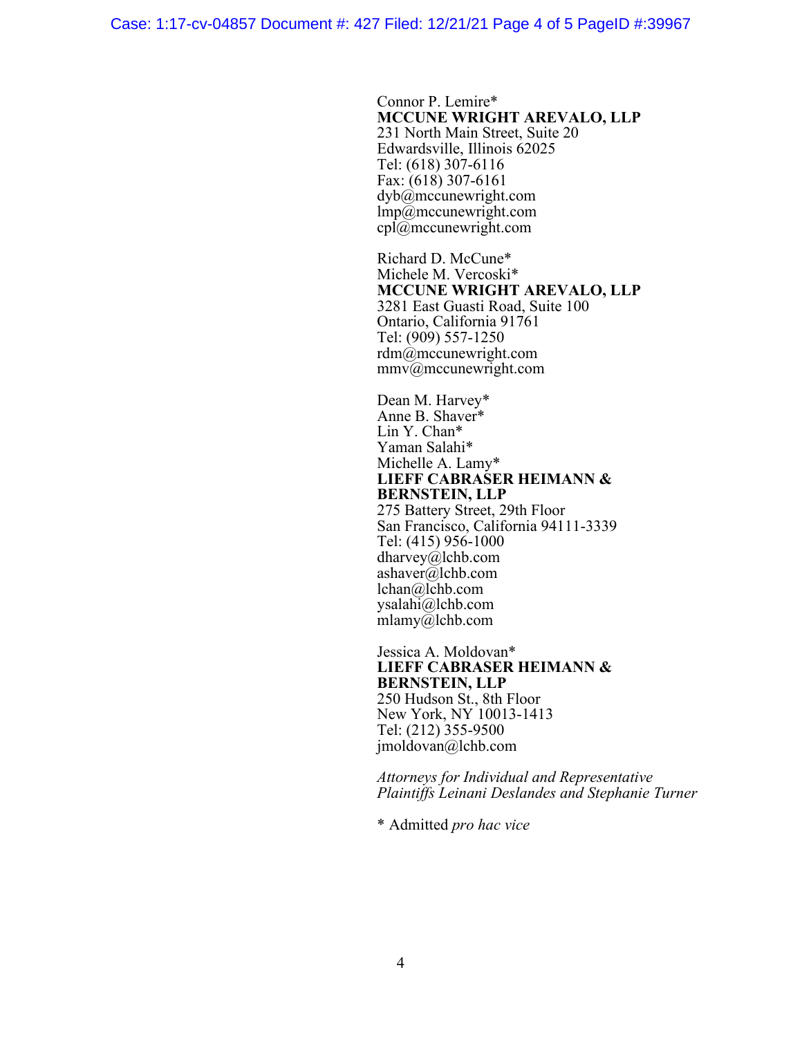Connor P. Lemire*
**MCCUNE WRIGHT AREVALO, LLP**
231 North Main Street, Suite 20
Edwardsville, Illinois 62025
Tel: (618) 307-6116
Fax: (618) 307-6161
dyb@mccunewright.com
lmp@mccunewright.com
cpl@mccunewright.com

Richard D. McCune*
Michele M. Vercoski*
**MCCUNE WRIGHT AREVALO, LLP**
3281 East Guasti Road, Suite 100
Ontario, California 91761
Tel: (909) 557-1250
rdm@mccunewright.com
mmv@mccunewright.com

Dean M. Harvey*
Anne B. Shaver*
Lin Y. Chan*
Yaman Salahi*
Michelle A. Lamy*
**LIEFF CABRASER HEIMANN & BERNSTEIN, LLP**
275 Battery Street, 29th Floor
San Francisco, California 94111-3339
Tel: (415) 956-1000
dharvey@lchb.com
ashaver@lchb.com
lchan@lchb.com
ysalahi@lchb.com
mlamy@lchb.com

Jessica A. Moldovan*
**LIEFF CABRASER HEIMANN & BERNSTEIN, LLP**
250 Hudson St., 8th Floor
New York, NY 10013-1413
Tel: (212) 355-9500
jmoldovan@lchb.com

*Attorneys for Individual and Representative Plaintiffs Leinani Deslandes and Stephanie Turner*

* Admitted *pro hac vice*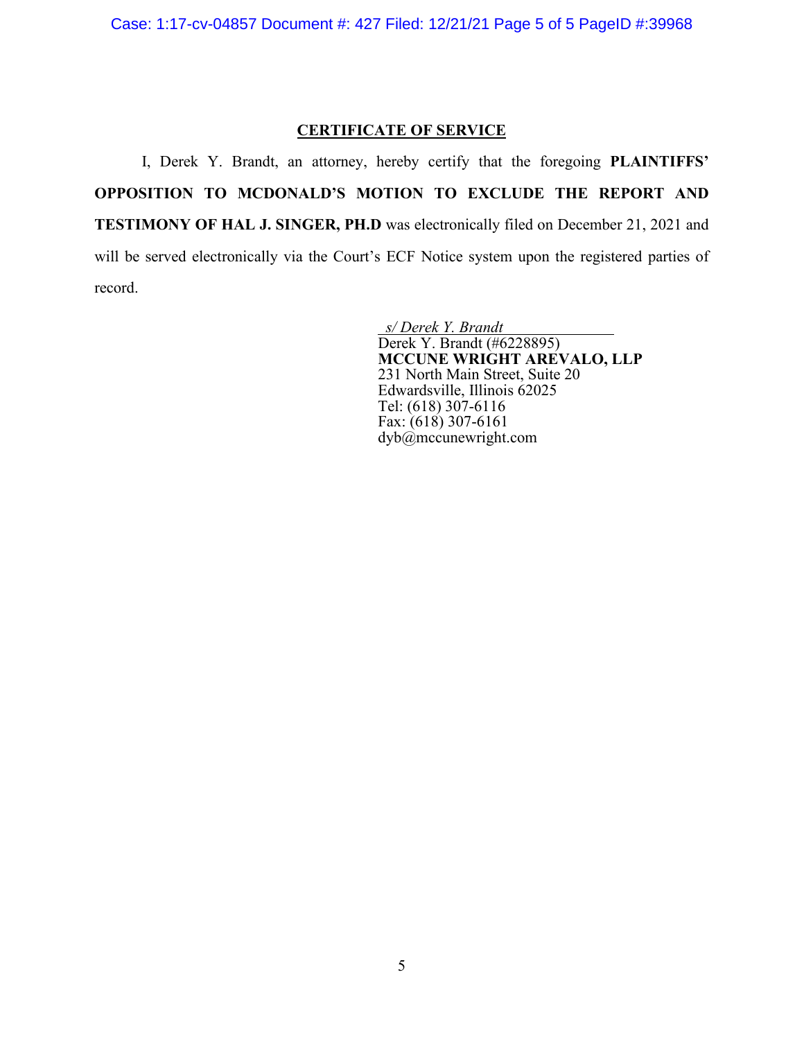## CERTIFICATE OF SERVICE

I, Derek Y. Brandt, an attorney, hereby certify that the foregoing **PLAINTIFFS' OPPOSITION TO MCDONALD'S MOTION TO EXCLUDE THE REPORT AND TESTIMONY OF HAL J. SINGER, PH.D** was electronically filed on December 21, 2021 and will be served electronically via the Court's ECF Notice system upon the registered parties of record.

*s/ Derek Y. Brandt*
Derek Y. Brandt (#6228895)
**MCCUNE WRIGHT AREVALO, LLP**
231 North Main Street, Suite 20
Edwardsville, Illinois 62025
Tel: (618) 307-6116
Fax: (618) 307-6161
dyb@mccunewright.com